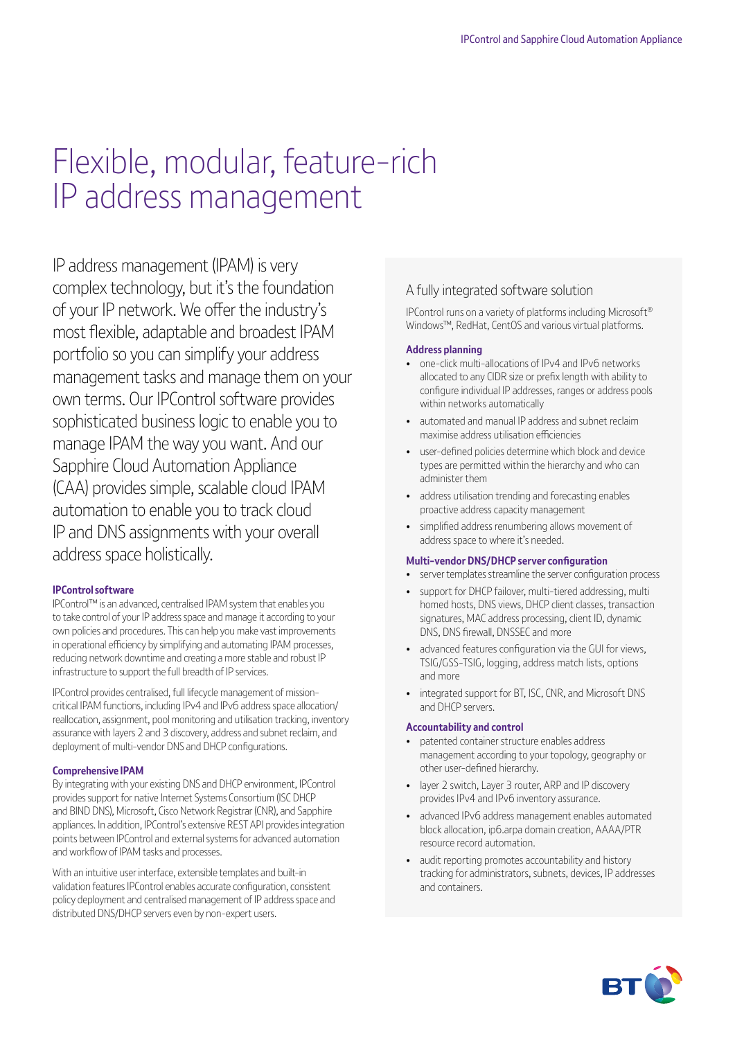# Flexible, modular, feature-rich IP address management

IP address management (IPAM) is very complex technology, but it's the foundation of your IP network. We offer the industry's most flexible, adaptable and broadest IPAM portfolio so you can simplify your address management tasks and manage them on your own terms. Our IPControl software provides sophisticated business logic to enable you to manage IPAM the way you want. And our Sapphire Cloud Automation Appliance (CAA) provides simple, scalable cloud IPAM automation to enable you to track cloud IP and DNS assignments with your overall address space holistically.

### IPControl software

IPControl™ is an advanced, centralised IPAM system that enables you to take control of your IP address space and manage it according to your own policies and procedures. This can help you make vast improvements in operational efficiency by simplifying and automating IPAM processes, reducing network downtime and creating a more stable and robust IP infrastructure to support the full breadth of IP services.

IPControl provides centralised, full lifecycle management of mission-critical IPAM functions, including IPv4 and IPv6 address space allocation/reallocation, assignment, pool monitoring and utilisation tracking, inventory assurance with layers 2 and 3 discovery, address and subnet reclaim, and deployment of multi-vendor DNS and DHCP configurations.

### Comprehensive IPAM

By integrating with your existing DNS and DHCP environment, IPControl provides support for native Internet Systems Consortium (ISC DHCP and BIND DNS), Microsoft, Cisco Network Registrar (CNR), and Sapphire appliances. In addition, IPControl's extensive REST API provides integration points between IPControl and external systems for advanced automation and workflow of IPAM tasks and processes.

With an intuitive user interface, extensible templates and built-in validation features IPControl enables accurate configuration, consistent policy deployment and centralised management of IP address space and distributed DNS/DHCP servers even by non-expert users.

## A fully integrated software solution

IPControl runs on a variety of platforms including Microsoft® Windows™, RedHat, CentOS and various virtual platforms.

### Address planning

- one-click multi-allocations of IPv4 and IPv6 networks allocated to any CIDR size or prefix length with ability to configure individual IP addresses, ranges or address pools within networks automatically
- automated and manual IP address and subnet reclaim maximise address utilisation efficiencies
- user-defined policies determine which block and device types are permitted within the hierarchy and who can administer them
- address utilisation trending and forecasting enables proactive address capacity management
- simplified address renumbering allows movement of address space to where it's needed.

### Multi-vendor DNS/DHCP server configuration

- server templates streamline the server configuration process
- support for DHCP failover, multi-tiered addressing, multi homed hosts, DNS views, DHCP client classes, transaction signatures, MAC address processing, client ID, dynamic DNS, DNS firewall, DNSSEC and more
- advanced features configuration via the GUI for views, TSIG/GSS-TSIG, logging, address match lists, options and more
- integrated support for BT, ISC, CNR, and Microsoft DNS and DHCP servers.

### Accountability and control

- patented container structure enables address management according to your topology, geography or other user-defined hierarchy.
- layer 2 switch, Layer 3 router, ARP and IP discovery provides IPv4 and IPv6 inventory assurance.
- advanced IPv6 address management enables automated block allocation, ip6.arpa domain creation, AAAA/PTR resource record automation.
- audit reporting promotes accountability and history tracking for administrators, subnets, devices, IP addresses and containers.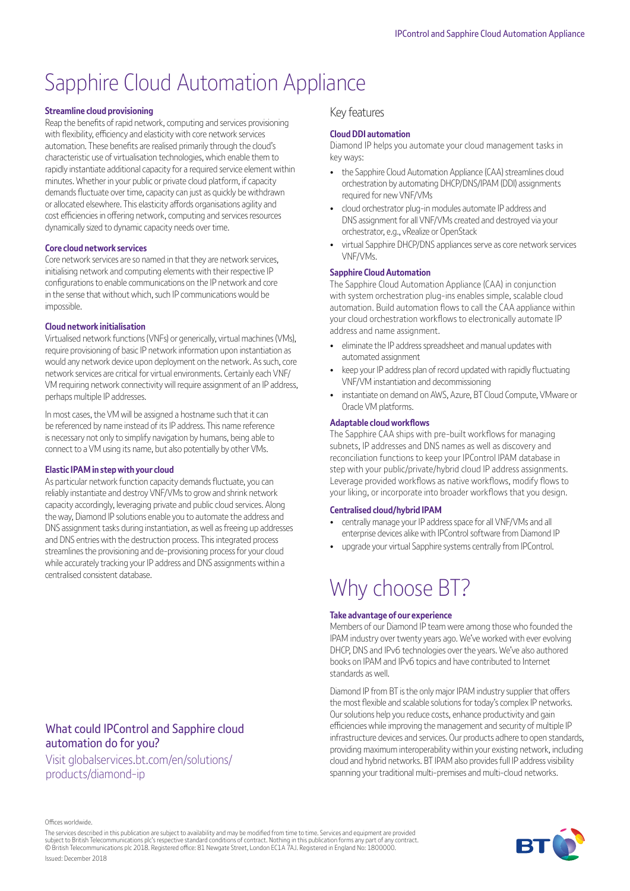# Sapphire Cloud Automation Appliance

### Streamline cloud provisioning

Reap the benefits of rapid network, computing and services provisioning with flexibility, efficiency and elasticity with core network services automation. These benefits are realised primarily through the cloud's characteristic use of virtualisation technologies, which enable them to rapidly instantiate additional capacity for a required service element within minutes. Whether in your public or private cloud platform, if capacity demands fluctuate over time, capacity can just as quickly be withdrawn or allocated elsewhere. This elasticity affords organisations agility and cost efficiencies in offering network, computing and services resources dynamically sized to dynamic capacity needs over time.

### Core cloud network services

Core network services are so named in that they are network services, initialising network and computing elements with their respective IP configurations to enable communications on the IP network and core in the sense that without which, such IP communications would be impossible.

### Cloud network initialisation

Virtualised network functions (VNFs) or generically, virtual machines (VMs), require provisioning of basic IP network information upon instantiation as would any network device upon deployment on the network. As such, core network services are critical for virtual environments. Certainly each VNF/VM requiring network connectivity will require assignment of an IP address, perhaps multiple IP addresses.

In most cases, the VM will be assigned a hostname such that it can be referenced by name instead of its IP address. This name reference is necessary not only to simplify navigation by humans, being able to connect to a VM using its name, but also potentially by other VMs.

### Elastic IPAM in step with your cloud

As particular network function capacity demands fluctuate, you can reliably instantiate and destroy VNF/VMs to grow and shrink network capacity accordingly, leveraging private and public cloud services. Along the way, Diamond IP solutions enable you to automate the address and DNS assignment tasks during instantiation, as well as freeing up addresses and DNS entries with the destruction process. This integrated process streamlines the provisioning and de-provisioning process for your cloud while accurately tracking your IP address and DNS assignments within a centralised consistent database.

## Key features

### Cloud DDI automation

Diamond IP helps you automate your cloud management tasks in key ways:

- the Sapphire Cloud Automation Appliance (CAA) streamlines cloud orchestration by automating DHCP/DNS/IPAM (DDI) assignments required for new VNF/VMs
- cloud orchestrator plug-in modules automate IP address and DNS assignment for all VNF/VMs created and destroyed via your orchestrator, e.g., vRealize or OpenStack
- virtual Sapphire DHCP/DNS appliances serve as core network services VNF/VMs.

### Sapphire Cloud Automation

The Sapphire Cloud Automation Appliance (CAA) in conjunction with system orchestration plug-ins enables simple, scalable cloud automation. Build automation flows to call the CAA appliance within your cloud orchestration workflows to electronically automate IP address and name assignment.

- eliminate the IP address spreadsheet and manual updates with automated assignment
- keep your IP address plan of record updated with rapidly fluctuating VNF/VM instantiation and decommissioning
- instantiate on demand on AWS, Azure, BT Cloud Compute, VMware or Oracle VM platforms.

### Adaptable cloud workflows

The Sapphire CAA ships with pre-built workflows for managing subnets, IP addresses and DNS names as well as discovery and reconciliation functions to keep your IPControl IPAM database in step with your public/private/hybrid cloud IP address assignments. Leverage provided workflows as native workflows, modify flows to your liking, or incorporate into broader workflows that you design.

### Centralised cloud/hybrid IPAM

- centrally manage your IP address space for all VNF/VMs and all enterprise devices alike with IPControl software from Diamond IP
- upgrade your virtual Sapphire systems centrally from IPControl.

# Why choose BT?

### Take advantage of our experience

Members of our Diamond IP team were among those who founded the IPAM industry over twenty years ago. We've worked with ever evolving DHCP, DNS and IPv6 technologies over the years. We've also authored books on IPAM and IPv6 topics and have contributed to Internet standards as well.

Diamond IP from BT is the only major IPAM industry supplier that offers the most flexible and scalable solutions for today's complex IP networks. Our solutions help you reduce costs, enhance productivity and gain efficiencies while improving the management and security of multiple IP infrastructure devices and services. Our products adhere to open standards, providing maximum interoperability within your existing network, including cloud and hybrid networks. BT IPAM also provides full IP address visibility spanning your traditional multi-premises and multi-cloud networks.

## What could IPControl and Sapphire cloud automation do for you?

Visit globalservices.bt.com/en/solutions/products/diamond-ip

Offices worldwide.

The services described in this publication are subject to availability and may be modified from time to time. Services and equipment are provided subject to British Telecommunications plc's respective standard conditions of contract. Nothing in this publication forms any part of any contract.
© British Telecommunications plc 2018. Registered office: 81 Newgate Street, London EC1A 7AJ. Registered in England No: 1800000.

Issued: December 2018